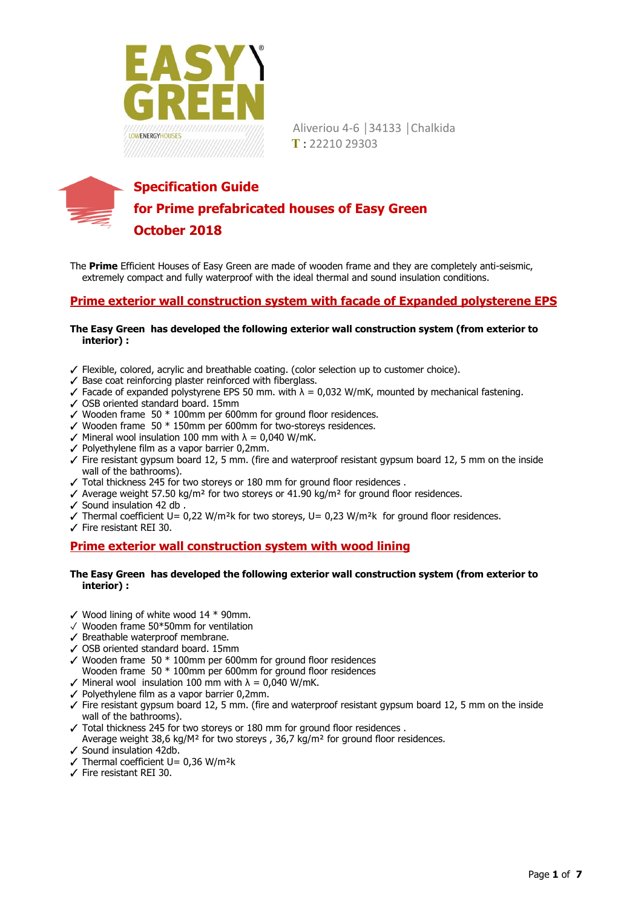EASY GREEN®

LOWENERGYHOUSES

Aliveriou 4-6 │34133 │Chalkida

**T** : 22210 29303

# Specification Guide
# for Prime prefabricated houses of Easy Green
# October 2018

The **Prime** Efficient Houses of Easy Green are made of wooden frame and they are completely anti-seismic, extremely compact and fully waterproof with the ideal thermal and sound insulation conditions.

## Prime exterior wall construction system with facade of Expanded polysterene EPS

**The Easy Green has developed the following exterior wall construction system (from exterior to interior) :**

- ✓ Flexible, colored, acrylic and breathable coating. (color selection up to customer choice).
- ✓ Base coat reinforcing plaster reinforced with fiberglass.
- ✓ Facade of expanded polystyrene EPS 50 mm. with λ = 0,032 W/mK, mounted by mechanical fastening.
- ✓ OSB oriented standard board. 15mm
- ✓ Wooden frame 50 * 100mm per 600mm for ground floor residences.
- ✓ Wooden frame 50 * 150mm per 600mm for two-storeys residences.
- ✓ Mineral wool insulation 100 mm with λ = 0,040 W/mK.
- ✓ Polyethylene film as a vapor barrier 0,2mm.
- ✓ Fire resistant gypsum board 12, 5 mm. (fire and waterproof resistant gypsum board 12, 5 mm on the inside wall of the bathrooms).
- ✓ Total thickness 245 for two storeys or 180 mm for ground floor residences .
- ✓ Average weight 57.50 kg/m² for two storeys or 41.90 kg/m² for ground floor residences.
- ✓ Sound insulation 42 db .
- ✓ Thermal coefficient U= 0,22 W/m²k for two storeys, U= 0,23 W/m²k for ground floor residences.
- ✓ Fire resistant REI 30.

## Prime exterior wall construction system with wood lining

**The Easy Green has developed the following exterior wall construction system (from exterior to interior) :**

- ✓ Wood lining of white wood 14 * 90mm.
- ✓ Wooden frame 50*50mm for ventilation
- ✓ Breathable waterproof membrane.
- ✓ OSB oriented standard board. 15mm
- ✓ Wooden frame 50 * 100mm per 600mm for ground floor residences
  Wooden frame 50 * 100mm per 600mm for ground floor residences
- ✓ Mineral wool insulation 100 mm with λ = 0,040 W/mK.
- ✓ Polyethylene film as a vapor barrier 0,2mm.
- ✓ Fire resistant gypsum board 12, 5 mm. (fire and waterproof resistant gypsum board 12, 5 mm on the inside wall of the bathrooms).
- ✓ Total thickness 245 for two storeys or 180 mm for ground floor residences .
  Average weight 38,6 kg/M² for two storeys , 36,7 kg/m² for ground floor residences.
- ✓ Sound insulation 42db.
- ✓ Thermal coefficient U= 0,36 W/m²k
- ✓ Fire resistant REI 30.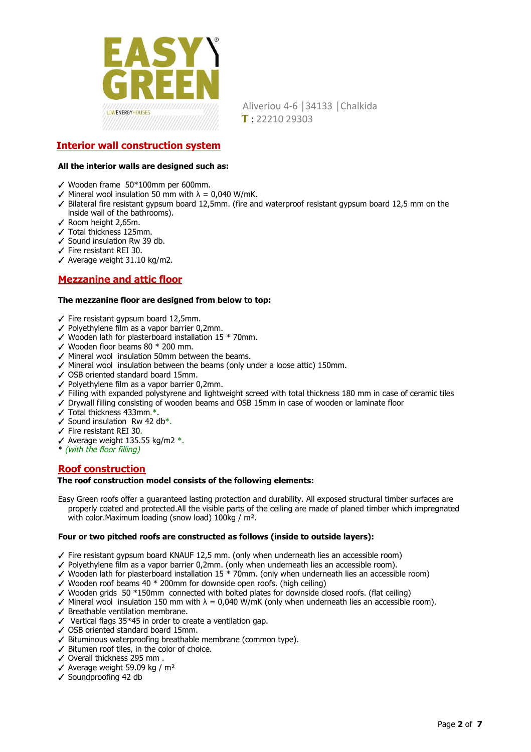Aliveriou 4-6 |34133 |Chalkida
**T** : 22210 29303

## Interior wall construction system

**All the interior walls are designed such as:**

- ✓ Wooden frame 50*100mm per 600mm.
- ✓ Mineral wool insulation 50 mm with λ = 0,040 W/mK.
- ✓ Bilateral fire resistant gypsum board 12,5mm. (fire and waterproof resistant gypsum board 12,5 mm on the inside wall of the bathrooms).
- ✓ Room height 2,65m.
- ✓ Total thickness 125mm.
- ✓ Sound insulation Rw 39 db.
- ✓ Fire resistant REI 30.
- ✓ Average weight 31.10 kg/m2.

## Mezzanine and attic floor

**The mezzanine floor are designed from below to top:**

- ✓ Fire resistant gypsum board 12,5mm.
- ✓ Polyethylene film as a vapor barrier 0,2mm.
- ✓ Wooden lath for plasterboard installation 15 * 70mm.
- ✓ Wooden floor beams 80 * 200 mm.
- ✓ Mineral wool insulation 50mm between the beams.
- ✓ Mineral wool insulation between the beams (only under a loose attic) 150mm.
- ✓ OSB oriented standard board 15mm.
- ✓ Polyethylene film as a vapor barrier 0,2mm.
- ✓ Filling with expanded polystyrene and lightweight screed with total thickness 180 mm in case of ceramic tiles
- ✓ Drywall filling consisting of wooden beams and OSB 15mm in case of wooden or laminate floor
- ✓ Total thickness 433mm.*.
- ✓ Sound insulation Rw 42 db*.
- ✓ Fire resistant REI 30.
- ✓ Average weight 135.55 kg/m2 *.

\* *(with the floor filling)*

## Roof construction

**The roof construction model consists of the following elements:**

Easy Green roofs offer a guaranteed lasting protection and durability. All exposed structural timber surfaces are properly coated and protected.All the visible parts of the ceiling are made of planed timber which impregnated with color.Maximum loading (snow load) 100kg / m².

**Four or two pitched roofs are constructed as follows (inside to outside layers):**

- ✓ Fire resistant gypsum board KNAUF 12,5 mm. (only when underneath lies an accessible room)
- ✓ Polyethylene film as a vapor barrier 0,2mm. (only when underneath lies an accessible room).
- ✓ Wooden lath for plasterboard installation 15 * 70mm. (only when underneath lies an accessible room)
- ✓ Wooden roof beams 40 * 200mm for downside open roofs. (high ceiling)
- ✓ Wooden grids 50 *150mm connected with bolted plates for downside closed roofs. (flat ceiling)
- ✓ Mineral wool insulation 150 mm with λ = 0,040 W/mK (only when underneath lies an accessible room).
- ✓ Breathable ventilation membrane.
- ✓ Vertical flags 35*45 in order to create a ventilation gap.
- ✓ OSB oriented standard board 15mm.
- ✓ Bituminous waterproofing breathable membrane (common type).
- ✓ Bitumen roof tiles, in the color of choice.
- ✓ Overall thickness 295 mm .
- ✓ Average weight 59.09 kg / m²
- ✓ Soundproofing 42 db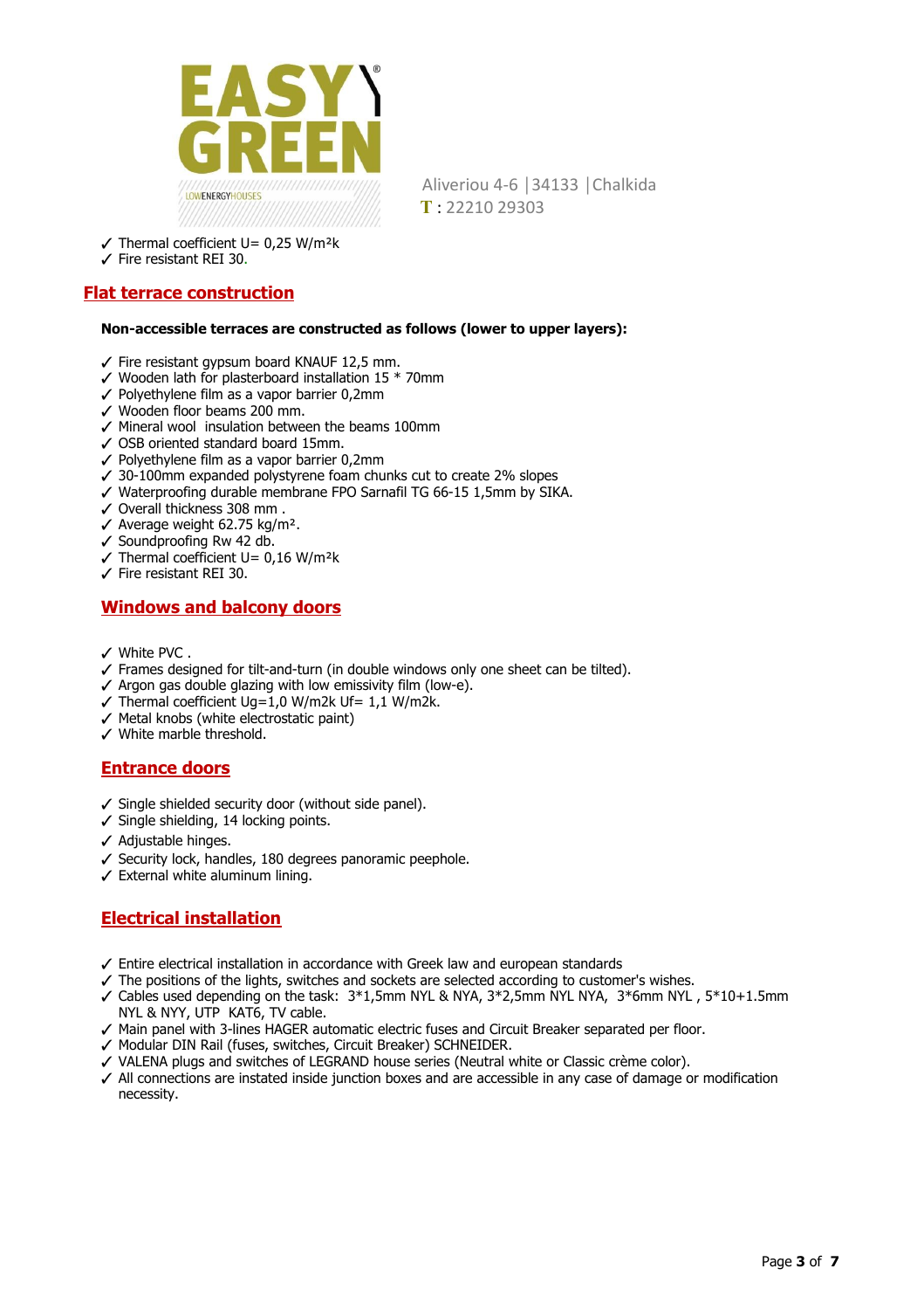- ✓ Thermal coefficient U= 0,25 W/m²k
- ✓ Fire resistant REI 30.

## Flat terrace construction

**Non-accessible terraces are constructed as follows (lower to upper layers):**

- ✓ Fire resistant gypsum board KNAUF 12,5 mm.
- ✓ Wooden lath for plasterboard installation 15 * 70mm
- ✓ Polyethylene film as a vapor barrier 0,2mm
- ✓ Wooden floor beams 200 mm.
- ✓ Mineral wool insulation between the beams 100mm
- ✓ OSB oriented standard board 15mm.
- ✓ Polyethylene film as a vapor barrier 0,2mm
- ✓ 30-100mm expanded polystyrene foam chunks cut to create 2% slopes
- ✓ Waterproofing durable membrane FPO Sarnafil TG 66-15 1,5mm by SIKA.
- ✓ Overall thickness 308 mm .
- ✓ Average weight 62.75 kg/m².
- ✓ Soundproofing Rw 42 db.
- ✓ Thermal coefficient U= 0,16 W/m²k
- ✓ Fire resistant REI 30.

## Windows and balcony doors

- ✓ White PVC .
- ✓ Frames designed for tilt-and-turn (in double windows only one sheet can be tilted).
- ✓ Argon gas double glazing with low emissivity film (low-e).
- ✓ Thermal coefficient Ug=1,0 W/m2k Uf= 1,1 W/m2k.
- ✓ Metal knobs (white electrostatic paint)
- ✓ White marble threshold.

## Entrance doors

- ✓ Single shielded security door (without side panel).
- ✓ Single shielding, 14 locking points.
- ✓ Adjustable hinges.
- ✓ Security lock, handles, 180 degrees panoramic peephole.
- ✓ External white aluminum lining.

## Electrical installation

- ✓ Entire electrical installation in accordance with Greek law and european standards
- ✓ The positions of the lights, switches and sockets are selected according to customer's wishes.
- ✓ Cables used depending on the task: 3*1,5mm NYL & NYA, 3*2,5mm NYL NYA, 3*6mm NYL , 5*10+1.5mm NYL & NYY, UTP KAT6, TV cable.
- ✓ Main panel with 3-lines HAGER automatic electric fuses and Circuit Breaker separated per floor.
- ✓ Modular DIN Rail (fuses, switches, Circuit Breaker) SCHNEIDER.
- ✓ VALENA plugs and switches of LEGRAND house series (Neutral white or Classic crème color).
- ✓ All connections are instated inside junction boxes and are accessible in any case of damage or modification necessity.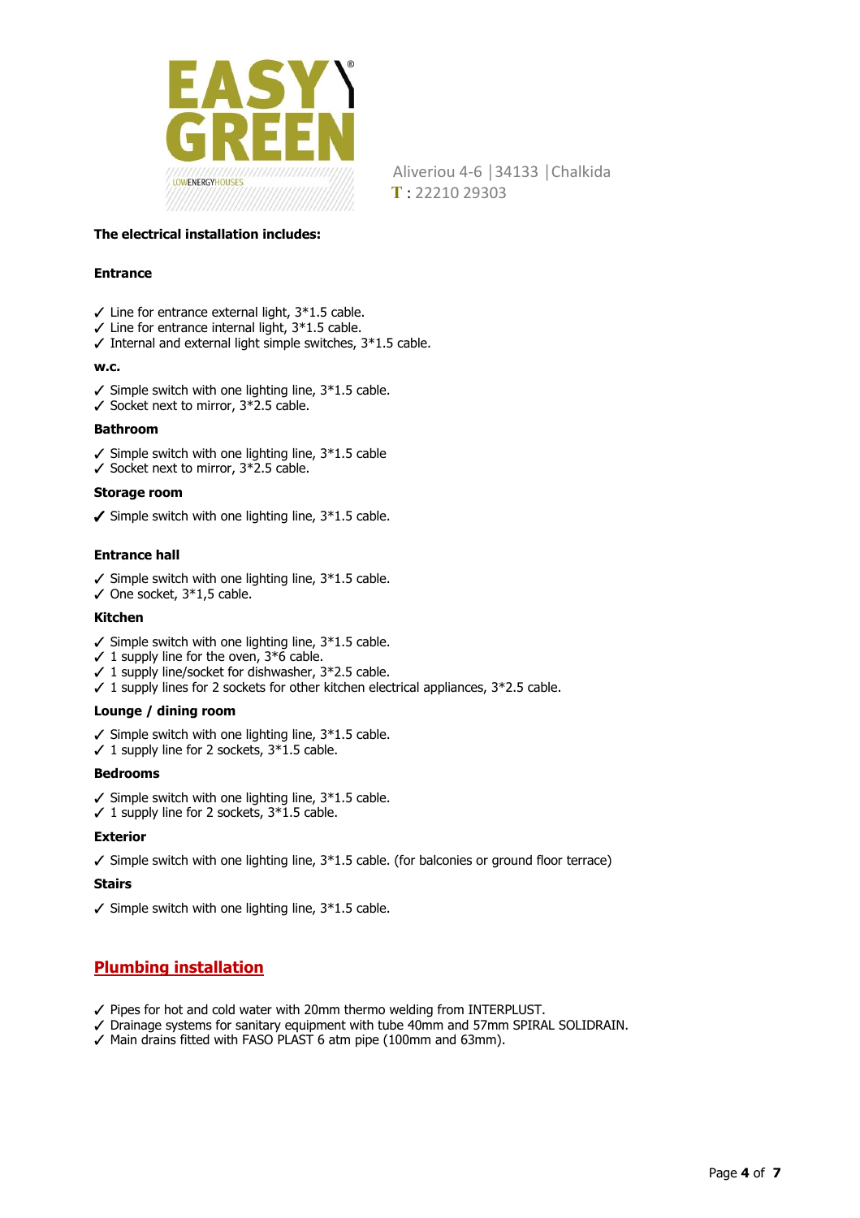EASY GREEN

LOWENERGYHOUSES

Aliveriou 4-6 | 34133 | Chalkida
T : 22210 29303

**The electrical installation includes:**

**Entrance**

- ✓ Line for entrance external light, 3*1.5 cable.
- ✓ Line for entrance internal light, 3*1.5 cable.
- ✓ Internal and external light simple switches, 3*1.5 cable.

**w.c.**

- ✓ Simple switch with one lighting line, 3*1.5 cable.
- ✓ Socket next to mirror, 3*2.5 cable.

**Bathroom**

- ✓ Simple switch with one lighting line, 3*1.5 cable
- ✓ Socket next to mirror, 3*2.5 cable.

**Storage room**

- ✓ Simple switch with one lighting line, 3*1.5 cable.

**Entrance hall**

- ✓ Simple switch with one lighting line, 3*1.5 cable.
- ✓ One socket, 3*1,5 cable.

**Kitchen**

- ✓ Simple switch with one lighting line, 3*1.5 cable.
- ✓ 1 supply line for the oven, 3*6 cable.
- ✓ 1 supply line/socket for dishwasher, 3*2.5 cable.
- ✓ 1 supply lines for 2 sockets for other kitchen electrical appliances, 3*2.5 cable.

**Lounge / dining room**

- ✓ Simple switch with one lighting line, 3*1.5 cable.
- ✓ 1 supply line for 2 sockets, 3*1.5 cable.

**Bedrooms**

- ✓ Simple switch with one lighting line, 3*1.5 cable.
- ✓ 1 supply line for 2 sockets, 3*1.5 cable.

**Exterior**

- ✓ Simple switch with one lighting line, 3*1.5 cable. (for balconies or ground floor terrace)

**Stairs**

- ✓ Simple switch with one lighting line, 3*1.5 cable.

## Plumbing installation

- ✓ Pipes for hot and cold water with 20mm thermo welding from INTERPLUST.
- ✓ Drainage systems for sanitary equipment with tube 40mm and 57mm SPIRAL SOLIDRAIN.
- ✓ Main drains fitted with FASO PLAST 6 atm pipe (100mm and 63mm).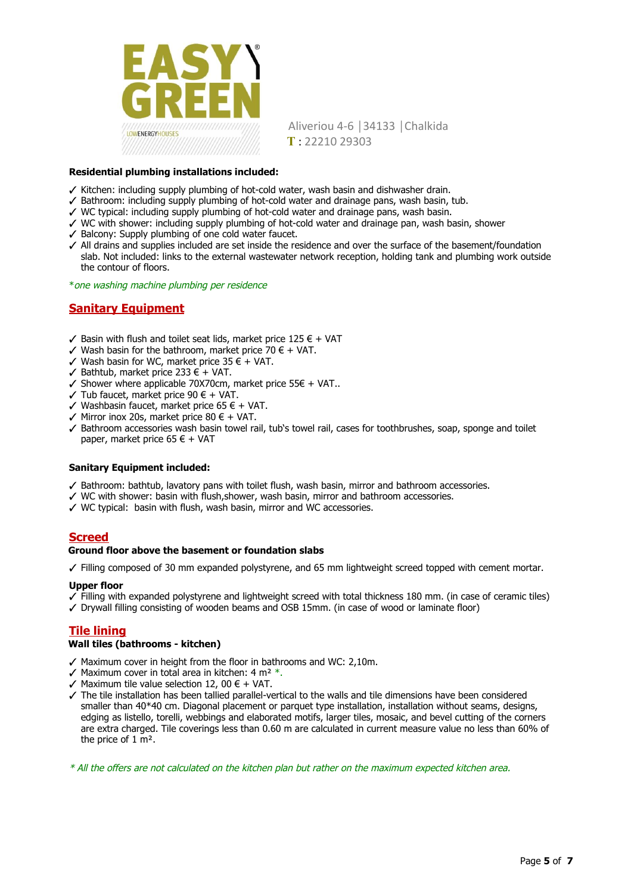EASY GREEN
LOWENERGYHOUSES

Aliveriou 4-6 | 34133 | Chalkida
T : 22210 29303

**Residential plumbing installations included:**

- ✓ Kitchen: including supply plumbing of hot-cold water, wash basin and dishwasher drain.
- ✓ Bathroom: including supply plumbing of hot-cold water and drainage pans, wash basin, tub.
- ✓ WC typical: including supply plumbing of hot-cold water and drainage pans, wash basin.
- ✓ WC with shower: including supply plumbing of hot-cold water and drainage pan, wash basin, shower
- ✓ Balcony: Supply plumbing of one cold water faucet.
- ✓ All drains and supplies included are set inside the residence and over the surface of the basement/foundation slab. Not included: links to the external wastewater network reception, holding tank and plumbing work outside the contour of floors.

*\*one washing machine plumbing per residence*

## Sanitary Equipment

- ✓ Basin with flush and toilet seat lids, market price 125 € + VAT
- ✓ Wash basin for the bathroom, market price 70 € + VAT.
- ✓ Wash basin for WC, market price 35 € + VAT.
- ✓ Bathtub, market price 233 € + VAT.
- ✓ Shower where applicable 70X70cm, market price 55€ + VAT..
- ✓ Tub faucet, market price 90 € + VAT.
- ✓ Washbasin faucet, market price 65 € + VAT.
- ✓ Mirror inox 20s, market price 80 € + VAT.
- ✓ Bathroom accessories wash basin towel rail, tub's towel rail, cases for toothbrushes, soap, sponge and toilet paper, market price 65 € + VAT

**Sanitary Equipment included:**

- ✓ Bathroom: bathtub, lavatory pans with toilet flush, wash basin, mirror and bathroom accessories.
- ✓ WC with shower: basin with flush,shower, wash basin, mirror and bathroom accessories.
- ✓ WC typical: basin with flush, wash basin, mirror and WC accessories.

## Screed

**Ground floor above the basement or foundation slabs**

- ✓ Filling composed of 30 mm expanded polystyrene, and 65 mm lightweight screed topped with cement mortar.

**Upper floor**

- ✓ Filling with expanded polystyrene and lightweight screed with total thickness 180 mm. (in case of ceramic tiles)
- ✓ Drywall filling consisting of wooden beams and OSB 15mm. (in case of wood or laminate floor)

## Tile lining

**Wall tiles (bathrooms - kitchen)**

- ✓ Maximum cover in height from the floor in bathrooms and WC: 2,10m.
- ✓ Maximum cover in total area in kitchen: 4 m² *.
- ✓ Maximum tile value selection 12, 00 € + VAT.
- ✓ The tile installation has been tallied parallel-vertical to the walls and tile dimensions have been considered smaller than 40*40 cm. Diagonal placement or parquet type installation, installation without seams, designs, edging as listello, torelli, webbings and elaborated motifs, larger tiles, mosaic, and bevel cutting of the corners are extra charged. Tile coverings less than 0.60 m are calculated in current measure value no less than 60% of the price of 1 m².

*\* All the offers are not calculated on the kitchen plan but rather on the maximum expected kitchen area.*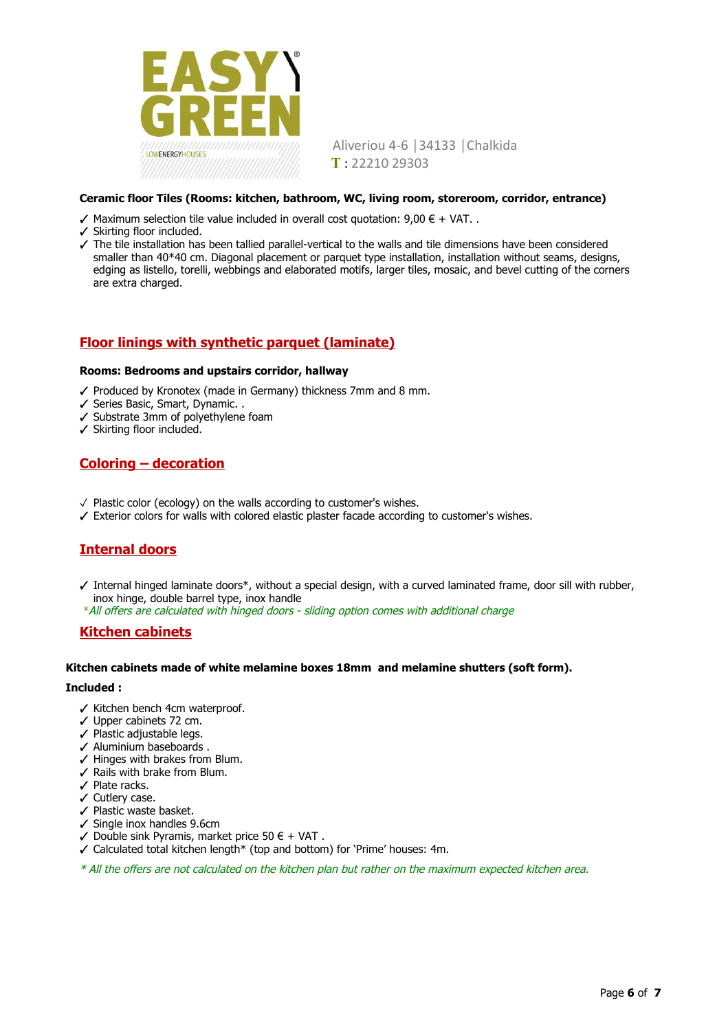**Ceramic floor Tiles (Rooms: kitchen, bathroom, WC, living room, storeroom, corridor, entrance)**

- ✓ Maximum selection tile value included in overall cost quotation: 9,00 € + VAT. .
- ✓ Skirting floor included.
- ✓ The tile installation has been tallied parallel-vertical to the walls and tile dimensions have been considered smaller than 40*40 cm. Diagonal placement or parquet type installation, installation without seams, designs, edging as listello, torelli, webbings and elaborated motifs, larger tiles, mosaic, and bevel cutting of the corners are extra charged.

## Floor linings with synthetic parquet (laminate)

**Rooms: Bedrooms and upstairs corridor, hallway**

- ✓ Produced by Kronotex (made in Germany) thickness 7mm and 8 mm.
- ✓ Series Basic, Smart, Dynamic. .
- ✓ Substrate 3mm of polyethylene foam
- ✓ Skirting floor included.

## Coloring – decoration

- ✓ Plastic color (ecology) on the walls according to customer's wishes.
- ✓ Exterior colors for walls with colored elastic plaster facade according to customer's wishes.

## Internal doors

- ✓ Internal hinged laminate doors*, without a special design, with a curved laminated frame, door sill with rubber, inox hinge, double barrel type, inox handle

*\*All offers are calculated with hinged doors - sliding option comes with additional charge*

## Kitchen cabinets

**Kitchen cabinets made of white melamine boxes 18mm and melamine shutters (soft form).**

**Included :**

- ✓ Kitchen bench 4cm waterproof.
- ✓ Upper cabinets 72 cm.
- ✓ Plastic adjustable legs.
- ✓ Aluminium baseboards .
- ✓ Hinges with brakes from Blum.
- ✓ Rails with brake from Blum.
- ✓ Plate racks.
- ✓ Cutlery case.
- ✓ Plastic waste basket.
- ✓ Single inox handles 9.6cm
- ✓ Double sink Pyramis, market price 50 € + VAT .
- ✓ Calculated total kitchen length* (top and bottom) for 'Prime' houses: 4m.

*\* All the offers are not calculated on the kitchen plan but rather on the maximum expected kitchen area.*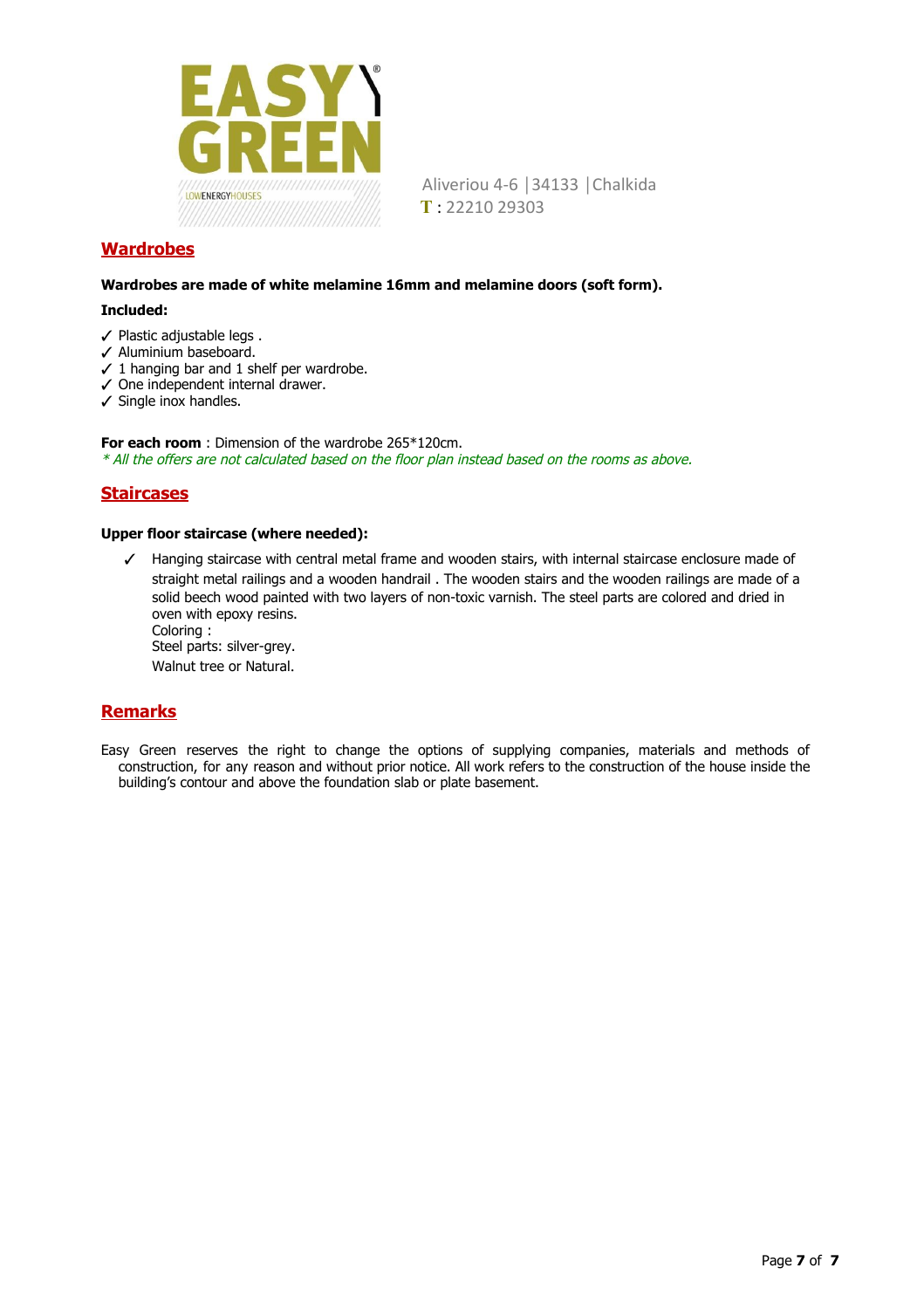Aliveriou 4-6 |34133 |Chalkida
T : 22210 29303

## Wardrobes

**Wardrobes are made of white melamine 16mm and melamine doors (soft form).**

**Included:**

✓ Plastic adjustable legs .
✓ Aluminium baseboard.
✓ 1 hanging bar and 1 shelf per wardrobe.
✓ One independent internal drawer.
✓ Single inox handles.

**For each room** : Dimension of the wardrobe 265*120cm.
*\* All the offers are not calculated based on the floor plan instead based on the rooms as above.*

## Staircases

**Upper floor staircase (where needed):**

✓ Hanging staircase with central metal frame and wooden stairs, with internal staircase enclosure made of straight metal railings and a wooden handrail . The wooden stairs and the wooden railings are made of a solid beech wood painted with two layers of non-toxic varnish. The steel parts are colored and dried in oven with epoxy resins.
Coloring :
Steel parts: silver-grey.
Walnut tree or Natural.

## Remarks

Easy Green reserves the right to change the options of supplying companies, materials and methods of construction, for any reason and without prior notice. All work refers to the construction of the house inside the building's contour and above the foundation slab or plate basement.